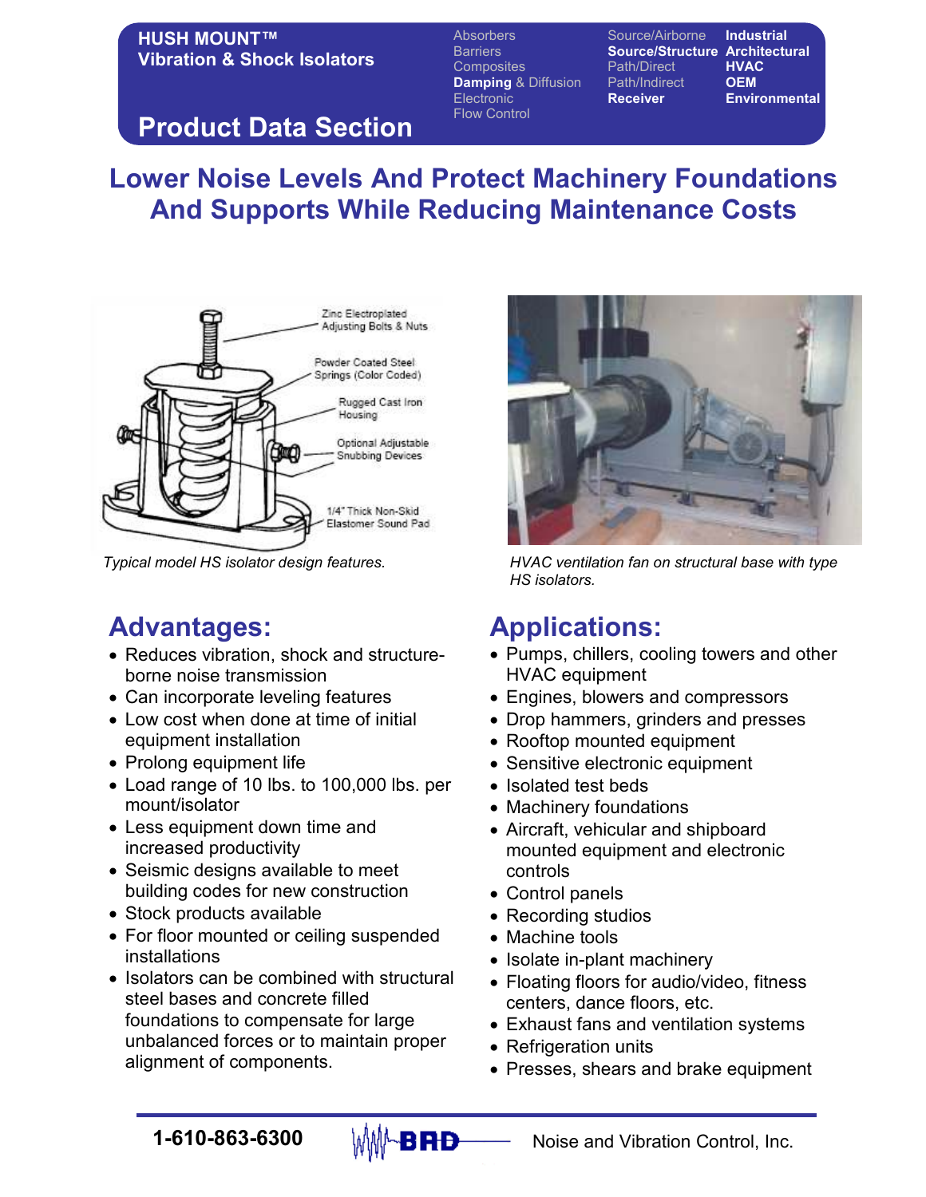**HUSH MOUNT™**
**Vibration & Shock Isolators**

Absorbers
Barriers
Composites
**Damping** & Diffusion
Electronic
Flow Control

Source/Airborne
**Source/Structure**
Path/Direct
Path/Indirect
**Receiver**

**Industrial**
**Architectural**
**HVAC**
**OEM**
**Environmental**

# Product Data Section

## Lower Noise Levels And Protect Machinery Foundations And Supports While Reducing Maintenance Costs

Zinc Electroplated Adjusting Bolts & Nuts

Powder Coated Steel Springs (Color Coded)

Rugged Cast Iron Housing

Optional Adjustable Snubbing Devices

1/4" Thick Non-Skid Elastomer Sound Pad

*Typical model HS isolator design features.*

*HVAC ventilation fan on structural base with type HS isolators.*

## Advantages:

- Reduces vibration, shock and structure-borne noise transmission
- Can incorporate leveling features
- Low cost when done at time of initial equipment installation
- Prolong equipment life
- Load range of 10 lbs. to 100,000 lbs. per mount/isolator
- Less equipment down time and increased productivity
- Seismic designs available to meet building codes for new construction
- Stock products available
- For floor mounted or ceiling suspended installations
- Isolators can be combined with structural steel bases and concrete filled foundations to compensate for large unbalanced forces or to maintain proper alignment of components.

## Applications:

- Pumps, chillers, cooling towers and other HVAC equipment
- Engines, blowers and compressors
- Drop hammers, grinders and presses
- Rooftop mounted equipment
- Sensitive electronic equipment
- Isolated test beds
- Machinery foundations
- Aircraft, vehicular and shipboard mounted equipment and electronic controls
- Control panels
- Recording studios
- Machine tools
- Isolate in-plant machinery
- Floating floors for audio/video, fitness centers, dance floors, etc.
- Exhaust fans and ventilation systems
- Refrigeration units
- Presses, shears and brake equipment

**1-610-863-6300** BRD Noise and Vibration Control, Inc.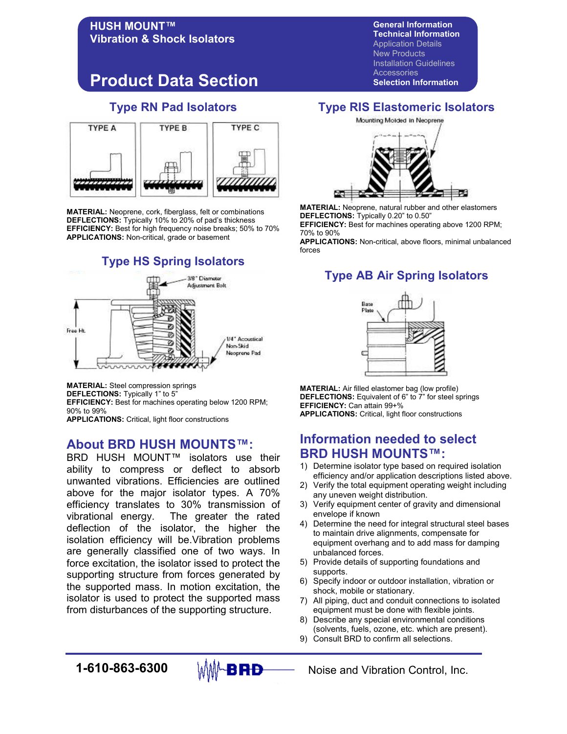# HUSH MOUNT™ Vibration & Shock Isolators

## Product Data Section

General Information
Technical Information
Application Details
New Products
Installation Guidelines
Accessories
Selection Information

## Type RN Pad Isolators

TYPE A TYPE B TYPE C

**MATERIAL:** Neoprene, cork, fiberglass, felt or combinations
**DEFLECTIONS:** Typically 10% to 20% of pad's thickness
**EFFICIENCY:** Best for high frequency noise breaks; 50% to 70%
**APPLICATIONS:** Non-critical, grade or basement

## Type HS Spring Isolators

3/8" Diameter Adjustment Bolt
Free Ht.
1/4" Acoustical Non-Skid Neoprene Pad

**MATERIAL:** Steel compression springs
**DEFLECTIONS:** Typically 1" to 5"
**EFFICIENCY:** Best for machines operating below 1200 RPM; 90% to 99%
**APPLICATIONS:** Critical, light floor constructions

## Type RIS Elastomeric Isolators

Mounting Molded in Neoprene

**MATERIAL:** Neoprene, natural rubber and other elastomers
**DEFLECTIONS:** Typically 0.20" to 0.50"
**EFFICIENCY:** Best for machines operating above 1200 RPM; 70% to 90%
**APPLICATIONS:** Non-critical, above floors, minimal unbalanced forces

## Type AB Air Spring Isolators

Base Plate

**MATERIAL:** Air filled elastomer bag (low profile)
**DEFLECTIONS:** Equivalent of 6" to 7" for steel springs
**EFFICIENCY:** Can attain 99+%
**APPLICATIONS:** Critical, light floor constructions

## About BRD HUSH MOUNTS™:

BRD HUSH MOUNT™ isolators use their ability to compress or deflect to absorb unwanted vibrations. Efficiencies are outlined above for the major isolator types. A 70% efficiency translates to 30% transmission of vibrational energy. The greater the rated deflection of the isolator, the higher the isolation efficiency will be.Vibration problems are generally classified one of two ways. In force excitation, the isolator issed to protect the supporting structure from forces generated by the supported mass. In motion excitation, the isolator is used to protect the supported mass from disturbances of the supporting structure.

## Information needed to select BRD HUSH MOUNTS™:

1) Determine isolator type based on required isolation efficiency and/or application descriptions listed above.
2) Verify the total equipment operating weight including any uneven weight distribution.
3) Verify equipment center of gravity and dimensional envelope if known
4) Determine the need for integral structural steel bases to maintain drive alignments, compensate for equipment overhang and to add mass for damping unbalanced forces.
5) Provide details of supporting foundations and supports.
6) Specify indoor or outdoor installation, vibration or shock, mobile or stationary.
7) All piping, duct and conduit connections to isolated equipment must be done with flexible joints.
8) Describe any special environmental conditions (solvents, fuels, ozone, etc. which are present).
9) Consult BRD to confirm all selections.

1-610-863-6300 BRD Noise and Vibration Control, Inc.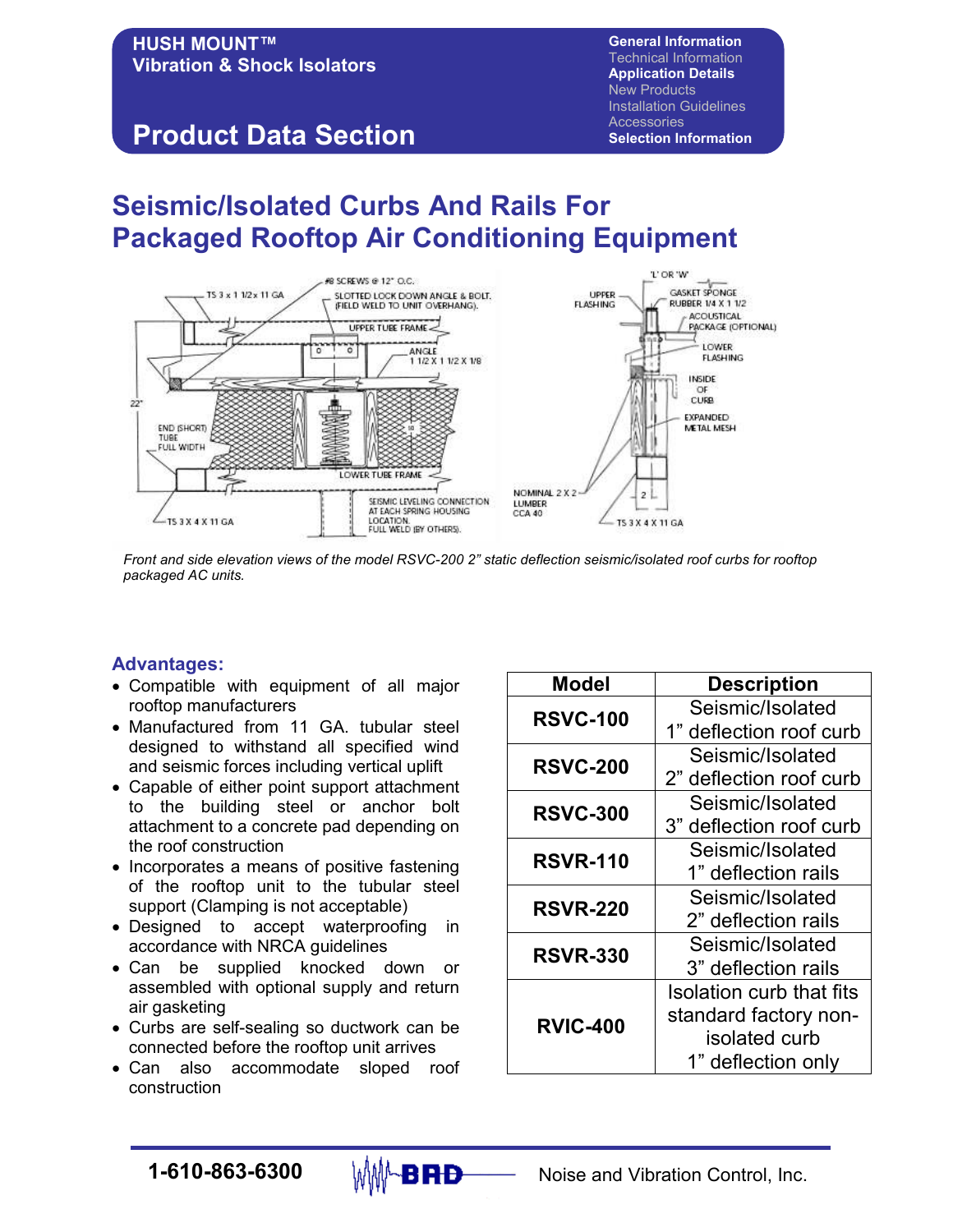# HUSH MOUNT™ Vibration & Shock Isolators

## Product Data Section

General Information
Technical Information
Application Details
New Products
Installation Guidelines
Accessories
Selection Information

# Seismic/Isolated Curbs And Rails For Packaged Rooftop Air Conditioning Equipment

*Front and side elevation views of the model RSVC-200 2" static deflection seismic/isolated roof curbs for rooftop packaged AC units.*

### Advantages:

- Compatible with equipment of all major rooftop manufacturers
- Manufactured from 11 GA. tubular steel designed to withstand all specified wind and seismic forces including vertical uplift
- Capable of either point support attachment to the building steel or anchor bolt attachment to a concrete pad depending on the roof construction
- Incorporates a means of positive fastening of the rooftop unit to the tubular steel support (Clamping is not acceptable)
- Designed to accept waterproofing in accordance with NRCA guidelines
- Can be supplied knocked down or assembled with optional supply and return air gasketing
- Curbs are self-sealing so ductwork can be connected before the rooftop unit arrives
- Can also accommodate sloped roof construction

| Model | Description |
|---|---|
| **RSVC-100** | Seismic/Isolated 1" deflection roof curb |
| **RSVC-200** | Seismic/Isolated 2" deflection roof curb |
| **RSVC-300** | Seismic/Isolated 3" deflection roof curb |
| **RSVR-110** | Seismic/Isolated 1" deflection rails |
| **RSVR-220** | Seismic/Isolated 2" deflection rails |
| **RSVR-330** | Seismic/Isolated 3" deflection rails |
| **RVIC-400** | Isolation curb that fits standard factory non-isolated curb 1" deflection only |

**1-610-863-6300** BRD Noise and Vibration Control, Inc.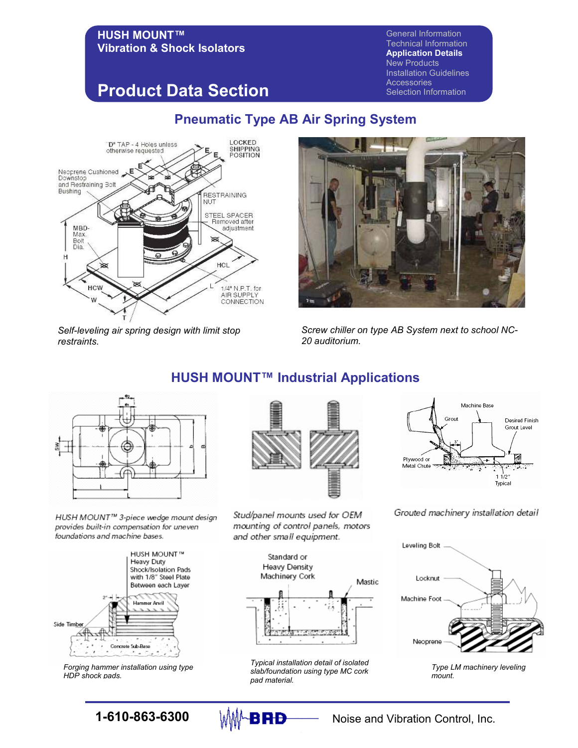## HUSH MOUNT™ Vibration & Shock Isolators

# Product Data Section

General Information
Technical Information
**Application Details**
New Products
Installation Guidelines
Accessories
Selection Information

## Pneumatic Type AB Air Spring System

"D" TAP - 4 Holes unless otherwise requested
LOCKED SHIPPING POSITION
Neoprene Cushioned Downstop and Restraining Bolt Bushing
RESTRAINING NUT
STEEL SPACER Removed after adjustment
MBD-Max. Bolt Dia.
H
HCL
HCW
W
L
T
1/4" N.P.T. for AIR SUPPLY CONNECTION
E

*Self-leveling air spring design with limit stop restraints.*

*Screw chiller on type AB System next to school NC-20 auditorium.*

## HUSH MOUNT™ Industrial Applications

*HUSH MOUNT™ 3-piece wedge mount design provides built-in compensation for uneven foundations and machine bases.*

*Stud/panel mounts used for OEM mounting of control panels, motors and other small equipment.*

Machine Base
Grout
Desired Finish Grout Level
Plywood or Metal Chute
3"
1 1/2" Typical

*Grouted machinery installation detail*

HUSH MOUNT™ Heavy Duty Shock/Isolation Pads with 1/8" Steel Plate Between each Layer
2"
Hammer Anvil
Side Timber
Concrete Sub-Base

*Forging hammer installation using type HDP shock pads.*

Standard or Heavy Density Machinery Cork
Mastic

*Typical installation detail of isolated slab/foundation using type MC cork pad material.*

Leveling Bolt
Locknut
Machine Foot
Neoprene

*Type LM machinery leveling mount.*

1-610-863-6300 BRD Noise and Vibration Control, Inc.